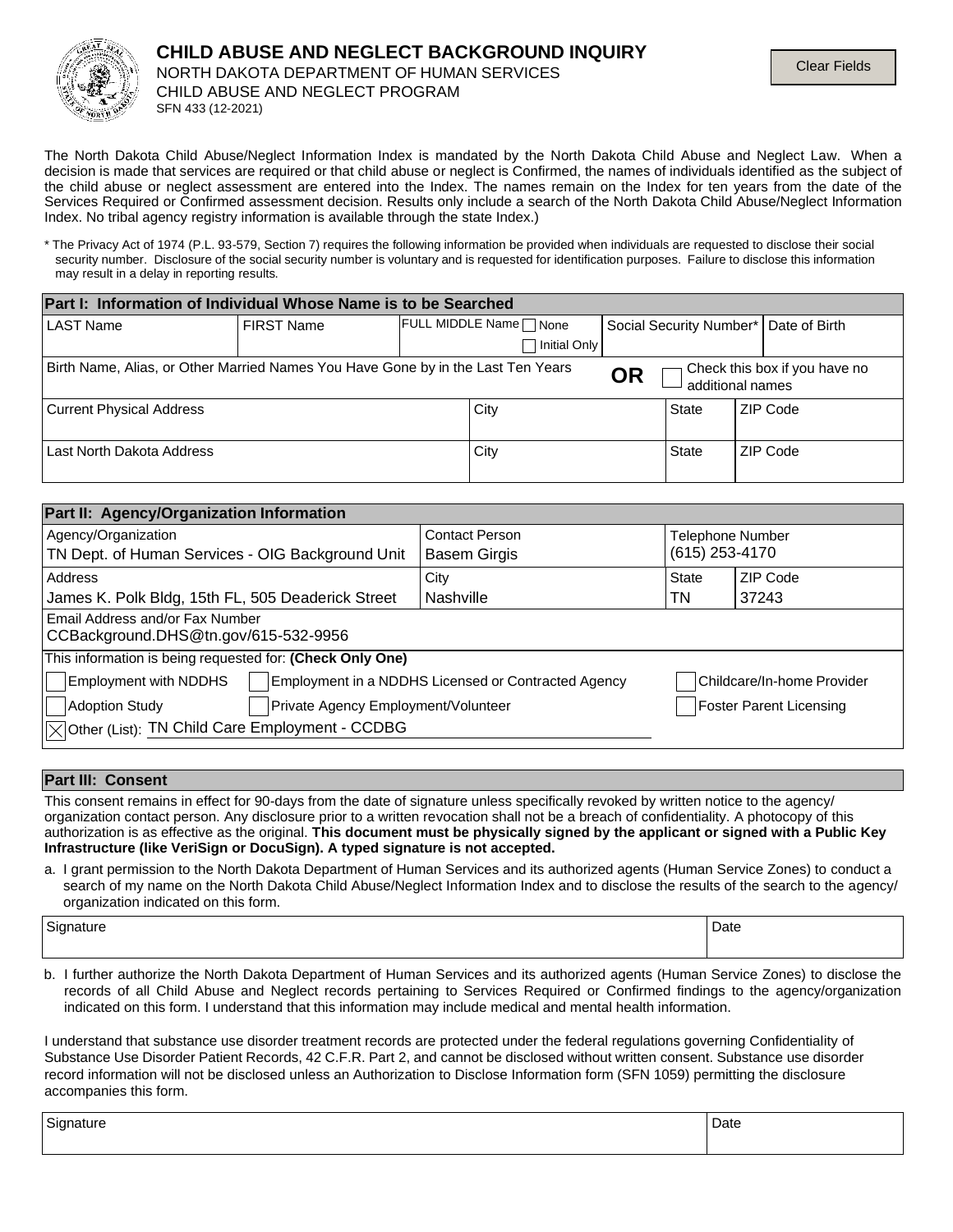# CHILD ABUSE AND NEGLECT BACKGROUND INQUIRY

NORTH DAKOTA DEPARTMENT OF HUMAN SERVICES
CHILD ABUSE AND NEGLECT PROGRAM
SFN 433 (12-2021)

Clear Fields

The North Dakota Child Abuse/Neglect Information Index is mandated by the North Dakota Child Abuse and Neglect Law. When a decision is made that services are required or that child abuse or neglect is Confirmed, the names of individuals identified as the subject of the child abuse or neglect assessment are entered into the Index. The names remain on the Index for ten years from the date of the Services Required or Confirmed assessment decision. Results only include a search of the North Dakota Child Abuse/Neglect Information Index. No tribal agency registry information is available through the state Index.)

\* The Privacy Act of 1974 (P.L. 93-579, Section 7) requires the following information be provided when individuals are requested to disclose their social security number. Disclosure of the social security number is voluntary and is requested for identification purposes. Failure to disclose this information may result in a delay in reporting results.

## Part I: Information of Individual Whose Name is to be Searched

| LAST Name | FIRST Name | FULL MIDDLE Name ☐ None ☐ Initial Only | Social Security Number* | Date of Birth |
|---|---|---|---|---|
| | | | | |

| Birth Name, Alias, or Other Married Names You Have Gone by in the Last Ten Years | **OR** ☐ Check this box if you have no additional names |
|---|---|
| | |

| Current Physical Address | City | State | ZIP Code |
|---|---|---|---|
| | | | |

| Last North Dakota Address | City | State | ZIP Code |
|---|---|---|---|
| | | | |

## Part II: Agency/Organization Information

| Agency/Organization | Contact Person | Telephone Number | |
|---|---|---|---|
| TN Dept. of Human Services - OIG Background Unit | Basem Girgis | (615) 253-4170 | |
| **Address** | **City** | **State** | **ZIP Code** |
| James K. Polk Bldg, 15th FL, 505 Deaderick Street | Nashville | TN | 37243 |

Email Address and/or Fax Number
CCBackground.DHS@tn.gov/615-532-9956

This information is being requested for: **(Check Only One)**

- ☐ Employment with NDDHS
- ☐ Employment in a NDDHS Licensed or Contracted Agency
- ☐ Childcare/In-home Provider
- ☐ Adoption Study
- ☐ Private Agency Employment/Volunteer
- ☐ Foster Parent Licensing
- ☒ Other (List): TN Child Care Employment - CCDBG

## Part III: Consent

This consent remains in effect for 90-days from the date of signature unless specifically revoked by written notice to the agency/organization contact person. Any disclosure prior to a written revocation shall not be a breach of confidentiality. A photocopy of this authorization is as effective as the original. **This document must be physically signed by the applicant or signed with a Public Key Infrastructure (like VeriSign or DocuSign). A typed signature is not accepted.**

a. I grant permission to the North Dakota Department of Human Services and its authorized agents (Human Service Zones) to conduct a search of my name on the North Dakota Child Abuse/Neglect Information Index and to disclose the results of the search to the agency/organization indicated on this form.

| Signature | Date |
|---|---|
| | |

b. I further authorize the North Dakota Department of Human Services and its authorized agents (Human Service Zones) to disclose the records of all Child Abuse and Neglect records pertaining to Services Required or Confirmed findings to the agency/organization indicated on this form. I understand that this information may include medical and mental health information.

I understand that substance use disorder treatment records are protected under the federal regulations governing Confidentiality of Substance Use Disorder Patient Records, 42 C.F.R. Part 2, and cannot be disclosed without written consent. Substance use disorder record information will not be disclosed unless an Authorization to Disclose Information form (SFN 1059) permitting the disclosure accompanies this form.

| Signature | Date |
|---|---|
| | |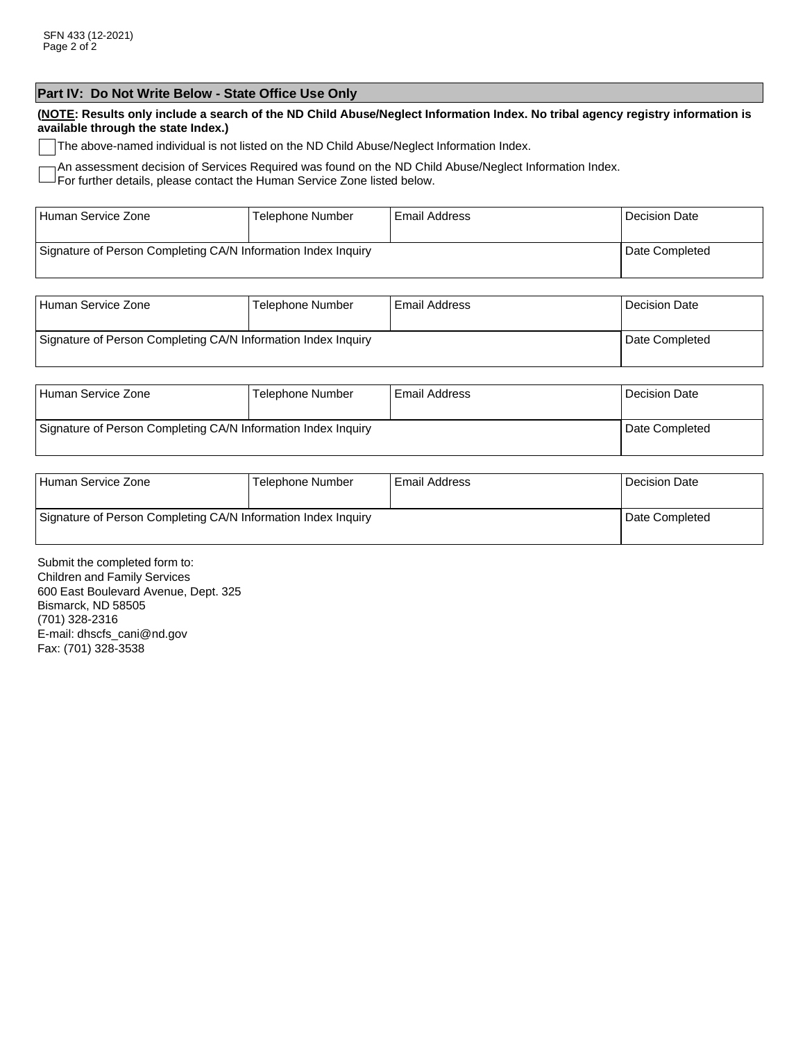## Part IV: Do Not Write Below - State Office Use Only

**(NOTE: Results only include a search of the ND Child Abuse/Neglect Information Index. No tribal agency registry information is available through the state Index.)**

☐ The above-named individual is not listed on the ND Child Abuse/Neglect Information Index.

☐ An assessment decision of Services Required was found on the ND Child Abuse/Neglect Information Index. For further details, please contact the Human Service Zone listed below.

| Human Service Zone | Telephone Number | Email Address | Decision Date |
|---|---|---|---|
| Signature of Person Completing CA/N Information Index Inquiry | | | Date Completed |

| Human Service Zone | Telephone Number | Email Address | Decision Date |
|---|---|---|---|
| Signature of Person Completing CA/N Information Index Inquiry | | | Date Completed |

| Human Service Zone | Telephone Number | Email Address | Decision Date |
|---|---|---|---|
| Signature of Person Completing CA/N Information Index Inquiry | | | Date Completed |

| Human Service Zone | Telephone Number | Email Address | Decision Date |
|---|---|---|---|
| Signature of Person Completing CA/N Information Index Inquiry | | | Date Completed |

Submit the completed form to:
Children and Family Services
600 East Boulevard Avenue, Dept. 325
Bismarck, ND 58505
(701) 328-2316
E-mail: dhscfs_cani@nd.gov
Fax: (701) 328-3538